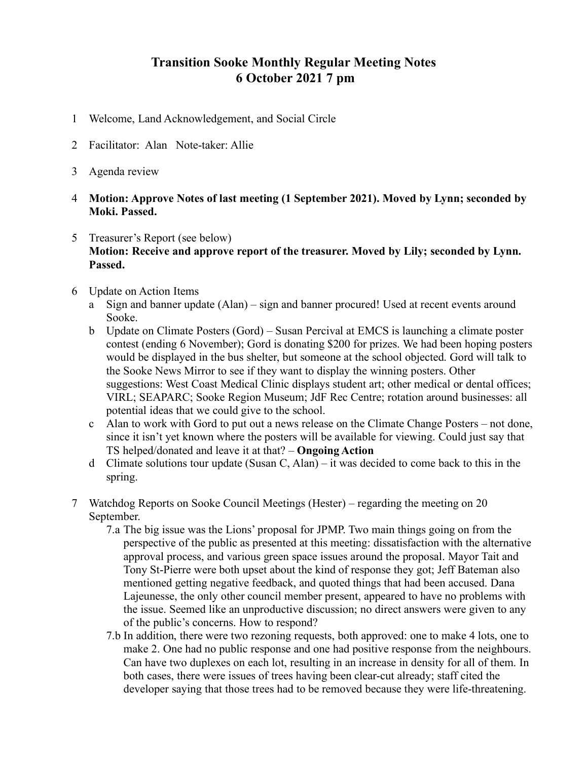# Transition Sooke Monthly Regular Meeting Notes
## 6 October 2021 7 pm

1 Welcome, Land Acknowledgement, and Social Circle

2 Facilitator: Alan Note-taker: Allie

3 Agenda review

4 **Motion: Approve Notes of last meeting (1 September 2021). Moved by Lynn; seconded by Moki. Passed.**

5 Treasurer's Report (see below)
**Motion: Receive and approve report of the treasurer. Moved by Lily; seconded by Lynn. Passed.**

6 Update on Action Items

a Sign and banner update (Alan) – sign and banner procured! Used at recent events around Sooke.

b Update on Climate Posters (Gord) – Susan Percival at EMCS is launching a climate poster contest (ending 6 November); Gord is donating $200 for prizes. We had been hoping posters would be displayed in the bus shelter, but someone at the school objected. Gord will talk to the Sooke News Mirror to see if they want to display the winning posters. Other suggestions: West Coast Medical Clinic displays student art; other medical or dental offices; VIRL; SEAPARC; Sooke Region Museum; JdF Rec Centre; rotation around businesses: all potential ideas that we could give to the school.

c Alan to work with Gord to put out a news release on the Climate Change Posters – not done, since it isn't yet known where the posters will be available for viewing. Could just say that TS helped/donated and leave it at that? – **Ongoing Action**

d Climate solutions tour update (Susan C, Alan) – it was decided to come back to this in the spring.

7 Watchdog Reports on Sooke Council Meetings (Hester) – regarding the meeting on 20 September.

7.a The big issue was the Lions' proposal for JPMP. Two main things going on from the perspective of the public as presented at this meeting: dissatisfaction with the alternative approval process, and various green space issues around the proposal. Mayor Tait and Tony St-Pierre were both upset about the kind of response they got; Jeff Bateman also mentioned getting negative feedback, and quoted things that had been accused. Dana Lajeunesse, the only other council member present, appeared to have no problems with the issue. Seemed like an unproductive discussion; no direct answers were given to any of the public's concerns. How to respond?

7.b In addition, there were two rezoning requests, both approved: one to make 4 lots, one to make 2. One had no public response and one had positive response from the neighbours. Can have two duplexes on each lot, resulting in an increase in density for all of them. In both cases, there were issues of trees having been clear-cut already; staff cited the developer saying that those trees had to be removed because they were life-threatening.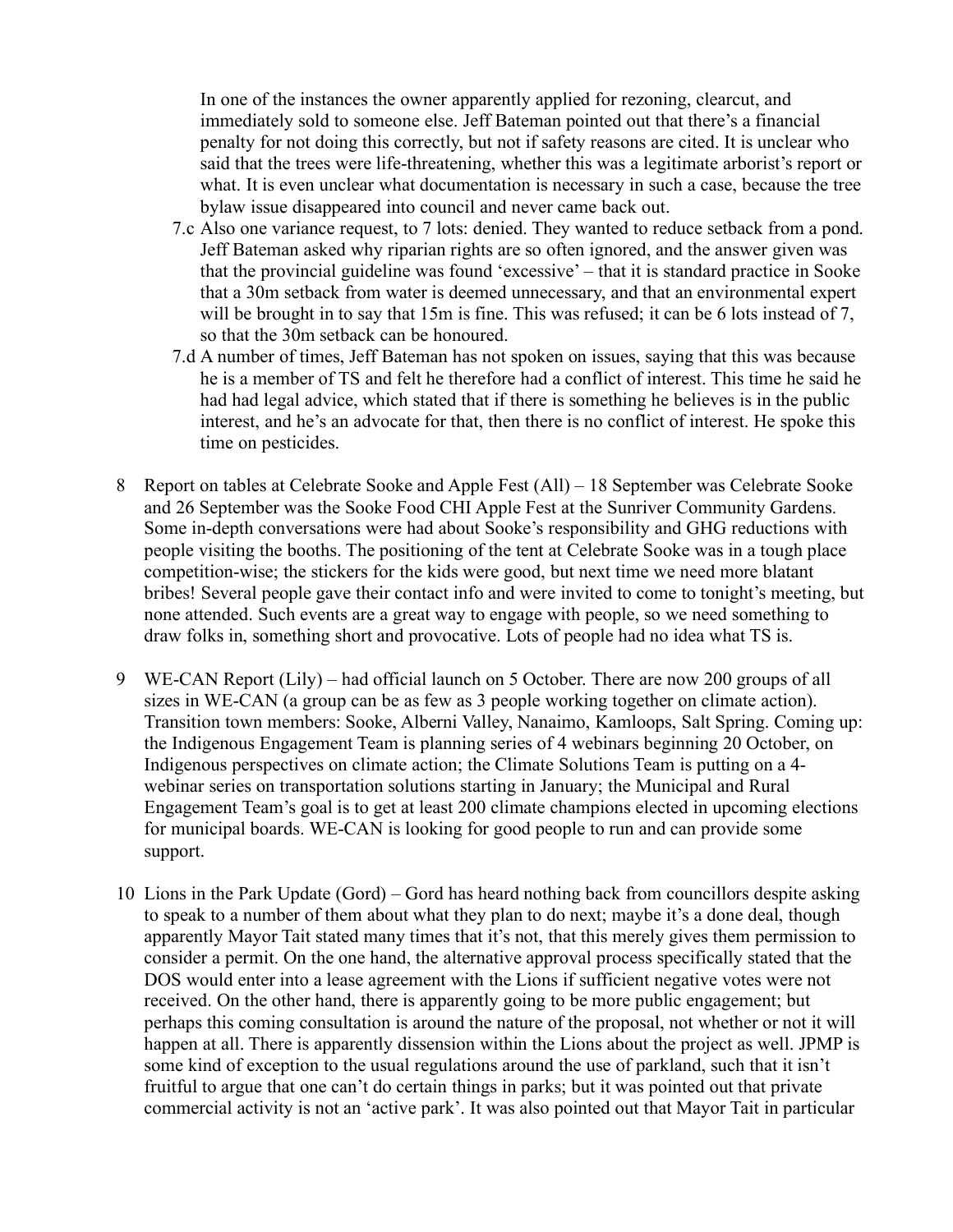In one of the instances the owner apparently applied for rezoning, clearcut, and immediately sold to someone else. Jeff Bateman pointed out that there's a financial penalty for not doing this correctly, but not if safety reasons are cited. It is unclear who said that the trees were life-threatening, whether this was a legitimate arborist's report or what. It is even unclear what documentation is necessary in such a case, because the tree bylaw issue disappeared into council and never came back out.

7.c Also one variance request, to 7 lots: denied. They wanted to reduce setback from a pond. Jeff Bateman asked why riparian rights are so often ignored, and the answer given was that the provincial guideline was found 'excessive' – that it is standard practice in Sooke that a 30m setback from water is deemed unnecessary, and that an environmental expert will be brought in to say that 15m is fine. This was refused; it can be 6 lots instead of 7, so that the 30m setback can be honoured.

7.d A number of times, Jeff Bateman has not spoken on issues, saying that this was because he is a member of TS and felt he therefore had a conflict of interest. This time he said he had had legal advice, which stated that if there is something he believes is in the public interest, and he's an advocate for that, then there is no conflict of interest. He spoke this time on pesticides.

8 Report on tables at Celebrate Sooke and Apple Fest (All) – 18 September was Celebrate Sooke and 26 September was the Sooke Food CHI Apple Fest at the Sunriver Community Gardens. Some in-depth conversations were had about Sooke's responsibility and GHG reductions with people visiting the booths. The positioning of the tent at Celebrate Sooke was in a tough place competition-wise; the stickers for the kids were good, but next time we need more blatant bribes! Several people gave their contact info and were invited to come to tonight's meeting, but none attended. Such events are a great way to engage with people, so we need something to draw folks in, something short and provocative. Lots of people had no idea what TS is.

9 WE-CAN Report (Lily) – had official launch on 5 October. There are now 200 groups of all sizes in WE-CAN (a group can be as few as 3 people working together on climate action). Transition town members: Sooke, Alberni Valley, Nanaimo, Kamloops, Salt Spring. Coming up: the Indigenous Engagement Team is planning series of 4 webinars beginning 20 October, on Indigenous perspectives on climate action; the Climate Solutions Team is putting on a 4-webinar series on transportation solutions starting in January; the Municipal and Rural Engagement Team's goal is to get at least 200 climate champions elected in upcoming elections for municipal boards. WE-CAN is looking for good people to run and can provide some support.

10 Lions in the Park Update (Gord) – Gord has heard nothing back from councillors despite asking to speak to a number of them about what they plan to do next; maybe it's a done deal, though apparently Mayor Tait stated many times that it's not, that this merely gives them permission to consider a permit. On the one hand, the alternative approval process specifically stated that the DOS would enter into a lease agreement with the Lions if sufficient negative votes were not received. On the other hand, there is apparently going to be more public engagement; but perhaps this coming consultation is around the nature of the proposal, not whether or not it will happen at all. There is apparently dissension within the Lions about the project as well. JPMP is some kind of exception to the usual regulations around the use of parkland, such that it isn't fruitful to argue that one can't do certain things in parks; but it was pointed out that private commercial activity is not an 'active park'. It was also pointed out that Mayor Tait in particular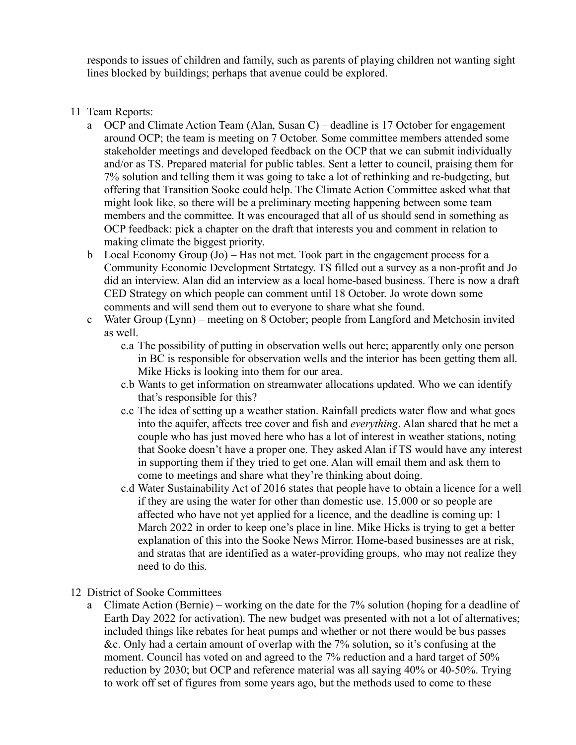responds to issues of children and family, such as parents of playing children not wanting sight lines blocked by buildings; perhaps that avenue could be explored.

11 Team Reports:

  a OCP and Climate Action Team (Alan, Susan C) – deadline is 17 October for engagement around OCP; the team is meeting on 7 October. Some committee members attended some stakeholder meetings and developed feedback on the OCP that we can submit individually and/or as TS. Prepared material for public tables. Sent a letter to council, praising them for 7% solution and telling them it was going to take a lot of rethinking and re-budgeting, but offering that Transition Sooke could help. The Climate Action Committee asked what that might look like, so there will be a preliminary meeting happening between some team members and the committee. It was encouraged that all of us should send in something as OCP feedback: pick a chapter on the draft that interests you and comment in relation to making climate the biggest priority.

  b Local Economy Group (Jo) – Has not met. Took part in the engagement process for a Community Economic Development Strtategy. TS filled out a survey as a non-profit and Jo did an interview. Alan did an interview as a local home-based business. There is now a draft CED Strategy on which people can comment until 18 October. Jo wrote down some comments and will send them out to everyone to share what she found.

  c Water Group (Lynn) – meeting on 8 October; people from Langford and Metchosin invited as well.

    c.a The possibility of putting in observation wells out here; apparently only one person in BC is responsible for observation wells and the interior has been getting them all. Mike Hicks is looking into them for our area.

    c.b Wants to get information on streamwater allocations updated. Who we can identify that's responsible for this?

    c.c The idea of setting up a weather station. Rainfall predicts water flow and what goes into the aquifer, affects tree cover and fish and *everything*. Alan shared that he met a couple who has just moved here who has a lot of interest in weather stations, noting that Sooke doesn't have a proper one. They asked Alan if TS would have any interest in supporting them if they tried to get one. Alan will email them and ask them to come to meetings and share what they're thinking about doing.

    c.d Water Sustainability Act of 2016 states that people have to obtain a licence for a well if they are using the water for other than domestic use. 15,000 or so people are affected who have not yet applied for a licence, and the deadline is coming up: 1 March 2022 in order to keep one's place in line. Mike Hicks is trying to get a better explanation of this into the Sooke News Mirror. Home-based businesses are at risk, and stratas that are identified as a water-providing groups, who may not realize they need to do this.

12 District of Sooke Committees

  a Climate Action (Bernie) – working on the date for the 7% solution (hoping for a deadline of Earth Day 2022 for activation). The new budget was presented with not a lot of alternatives; included things like rebates for heat pumps and whether or not there would be bus passes &c. Only had a certain amount of overlap with the 7% solution, so it's confusing at the moment. Council has voted on and agreed to the 7% reduction and a hard target of 50% reduction by 2030; but OCP and reference material was all saying 40% or 40-50%. Trying to work off set of figures from some years ago, but the methods used to come to these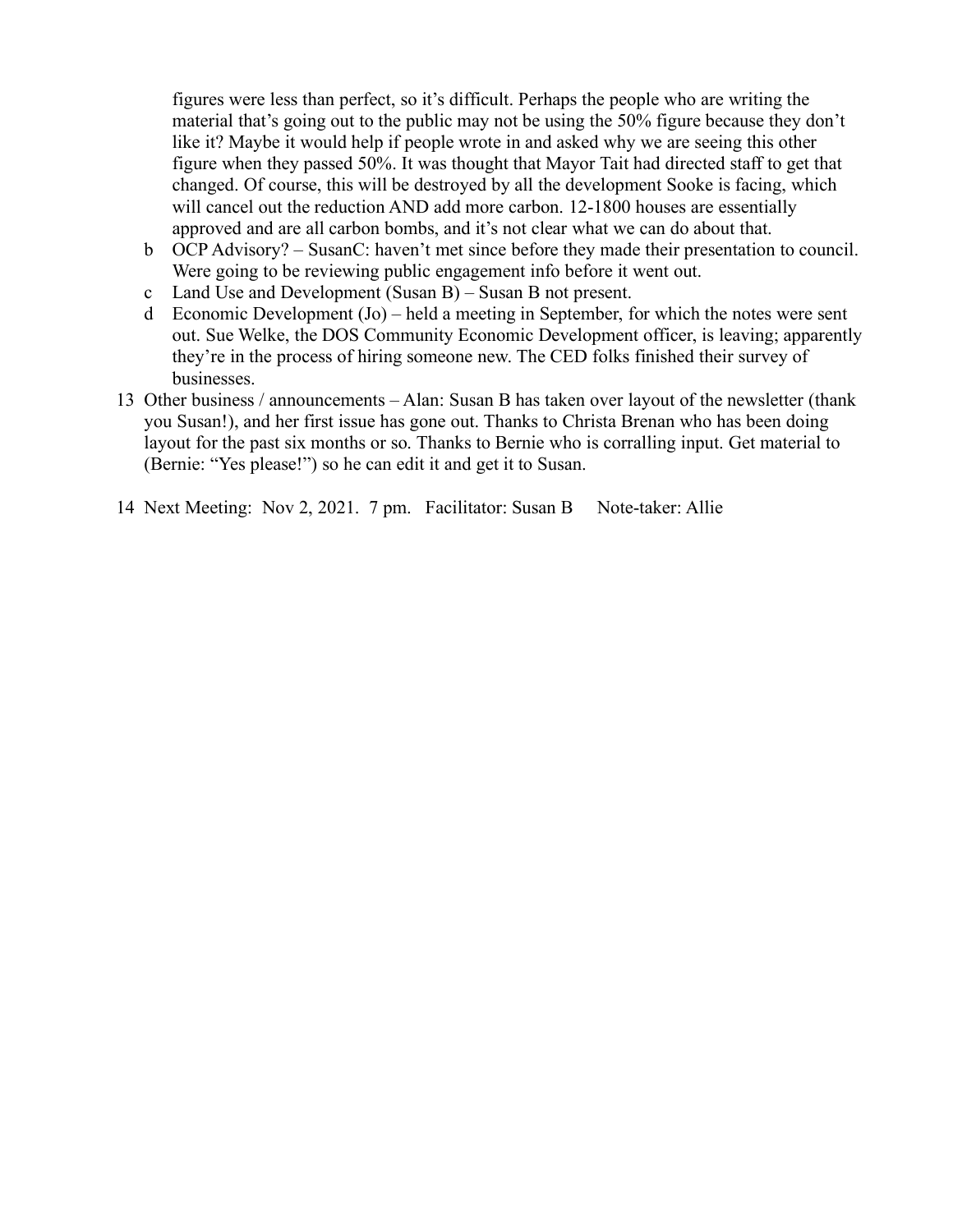figures were less than perfect, so it's difficult. Perhaps the people who are writing the material that's going out to the public may not be using the 50% figure because they don't like it? Maybe it would help if people wrote in and asked why we are seeing this other figure when they passed 50%. It was thought that Mayor Tait had directed staff to get that changed. Of course, this will be destroyed by all the development Sooke is facing, which will cancel out the reduction AND add more carbon. 12-1800 houses are essentially approved and are all carbon bombs, and it's not clear what we can do about that.

b OCP Advisory? – SusanC: haven't met since before they made their presentation to council. Were going to be reviewing public engagement info before it went out.

c Land Use and Development (Susan B) – Susan B not present.

d Economic Development (Jo) – held a meeting in September, for which the notes were sent out. Sue Welke, the DOS Community Economic Development officer, is leaving; apparently they're in the process of hiring someone new. The CED folks finished their survey of businesses.

13 Other business / announcements – Alan: Susan B has taken over layout of the newsletter (thank you Susan!), and her first issue has gone out. Thanks to Christa Brenan who has been doing layout for the past six months or so. Thanks to Bernie who is corralling input. Get material to (Bernie: "Yes please!") so he can edit it and get it to Susan.

14 Next Meeting: Nov 2, 2021. 7 pm. Facilitator: Susan B Note-taker: Allie